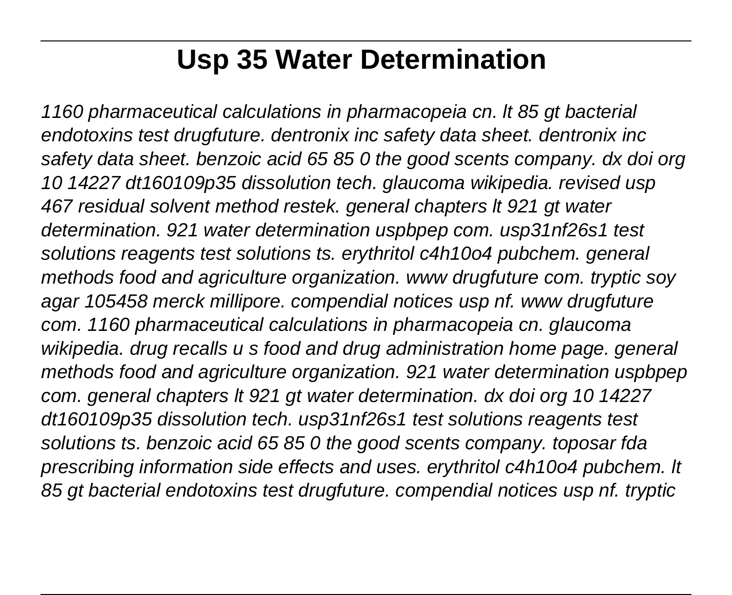# Usp 35 Water Determination

*1160 pharmaceutical calculations in pharmacopeia cn. lt 85 gt bacterial endotoxins test drugfuture. dentronix inc safety data sheet. dentronix inc safety data sheet. benzoic acid 65 85 0 the good scents company. dx doi org 10 14227 dt160109p35 dissolution tech. glaucoma wikipedia. revised usp 467 residual solvent method restek. general chapters lt 921 gt water determination. 921 water determination uspbpep com. usp31nf26s1 test solutions reagents test solutions ts. erythritol c4h10o4 pubchem. general methods food and agriculture organization. www drugfuture com. tryptic soy agar 105458 merck millipore. compendial notices usp nf. www drugfuture com. 1160 pharmaceutical calculations in pharmacopeia cn. glaucoma wikipedia. drug recalls u s food and drug administration home page. general methods food and agriculture organization. 921 water determination uspbpep com. general chapters lt 921 gt water determination. dx doi org 10 14227 dt160109p35 dissolution tech. usp31nf26s1 test solutions reagents test solutions ts. benzoic acid 65 85 0 the good scents company. toposar fda prescribing information side effects and uses. erythritol c4h10o4 pubchem. lt 85 gt bacterial endotoxins test drugfuture. compendial notices usp nf. tryptic*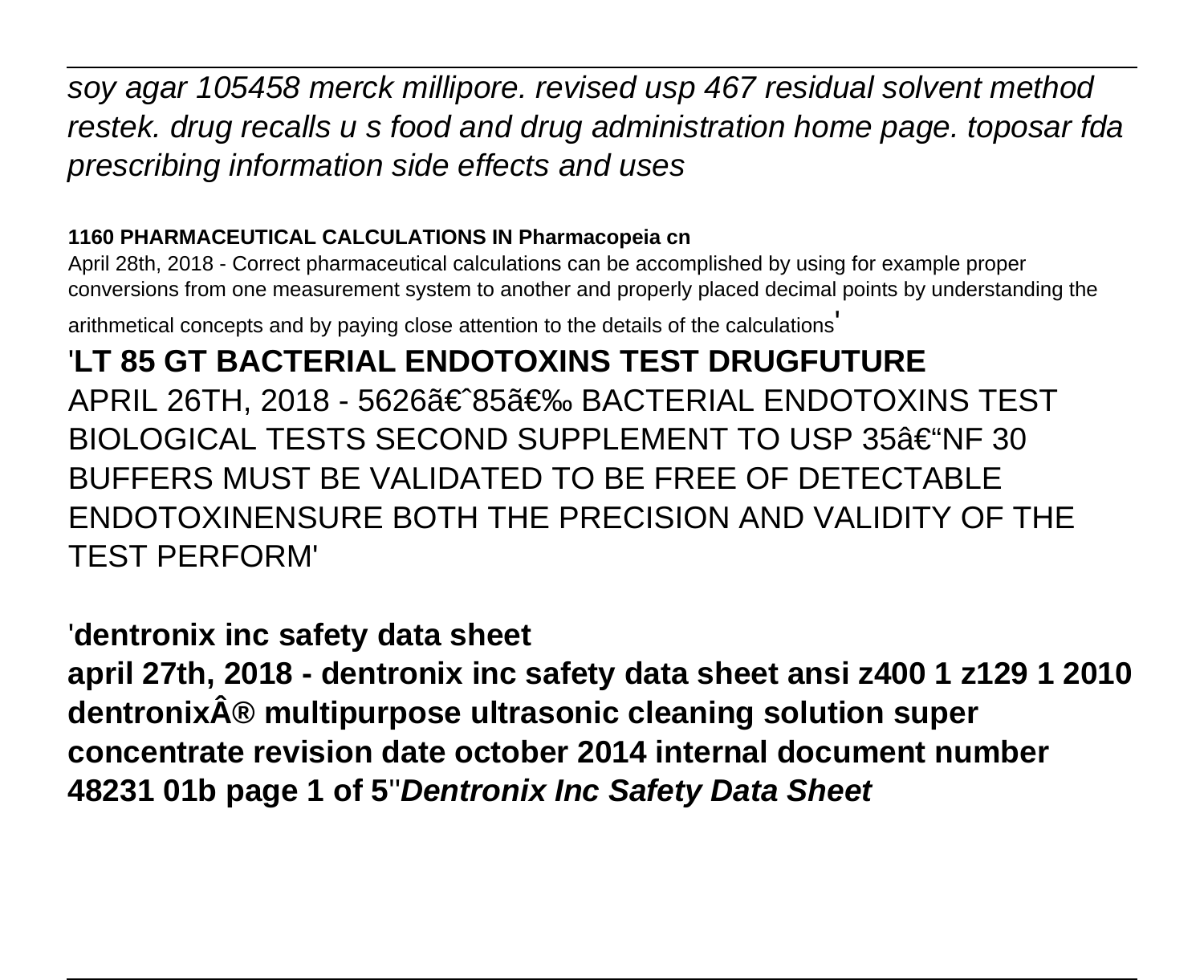*soy agar 105458 merck millipore. revised usp 467 residual solvent method restek. drug recalls u s food and drug administration home page. toposar fda prescribing information side effects and uses*

**1160 PHARMACEUTICAL CALCULATIONS IN Pharmacopeia cn**

April 28th, 2018 - Correct pharmaceutical calculations can be accomplished by using for example proper conversions from one measurement system to another and properly placed decimal points by understanding the arithmetical concepts and by paying close attention to the details of the calculations'

'**LT 85 GT BACTERIAL ENDOTOXINS TEST DRUGFUTURE**

APRIL 26TH, 2018 - 5626â€ˆ85â€‰ BACTERIAL ENDOTOXINS TEST BIOLOGICAL TESTS SECOND SUPPLEMENT TO USP 35â€"NF 30 BUFFERS MUST BE VALIDATED TO BE FREE OF DETECTABLE ENDOTOXINENSURE BOTH THE PRECISION AND VALIDITY OF THE TEST PERFORM'

'**dentronix inc safety data sheet**

**april 27th, 2018 - dentronix inc safety data sheet ansi z400 1 z129 1 2010 dentronixÂ® multipurpose ultrasonic cleaning solution super concentrate revision date october 2014 internal document number 48231 01b page 1 of 5**''***Dentronix Inc Safety Data Sheet***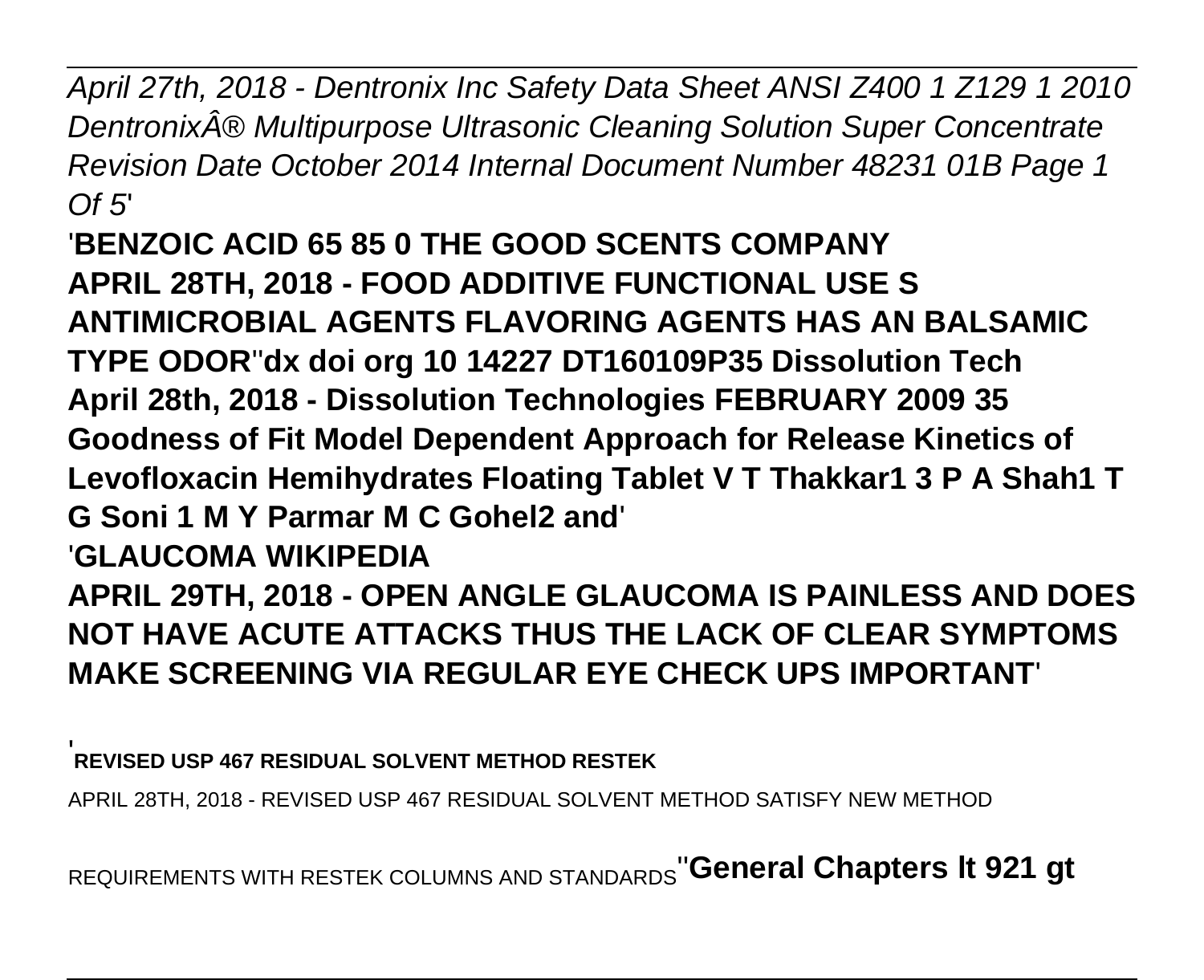*April 27th, 2018 - Dentronix Inc Safety Data Sheet ANSI Z400 1 Z129 1 2010 DentronixÂ® Multipurpose Ultrasonic Cleaning Solution Super Concentrate Revision Date October 2014 Internal Document Number 48231 01B Page 1 Of 5*'

'**BENZOIC ACID 65 85 0 THE GOOD SCENTS COMPANY**
**APRIL 28TH, 2018 - FOOD ADDITIVE FUNCTIONAL USE S ANTIMICROBIAL AGENTS FLAVORING AGENTS HAS AN BALSAMIC TYPE ODOR**''**dx doi org 10 14227 DT160109P35 Dissolution Tech**
**April 28th, 2018 - Dissolution Technologies FEBRUARY 2009 35 Goodness of Fit Model Dependent Approach for Release Kinetics of Levofloxacin Hemihydrates Floating Tablet V T Thakkar1 3 P A Shah1 T G Soni 1 M Y Parmar M C Gohel2 and**'

'**GLAUCOMA WIKIPEDIA**
**APRIL 29TH, 2018 - OPEN ANGLE GLAUCOMA IS PAINLESS AND DOES NOT HAVE ACUTE ATTACKS THUS THE LACK OF CLEAR SYMPTOMS MAKE SCREENING VIA REGULAR EYE CHECK UPS IMPORTANT**'

'**REVISED USP 467 RESIDUAL SOLVENT METHOD RESTEK**

APRIL 28TH, 2018 - REVISED USP 467 RESIDUAL SOLVENT METHOD SATISFY NEW METHOD REQUIREMENTS WITH RESTEK COLUMNS AND STANDARDS''**General Chapters lt 921 gt**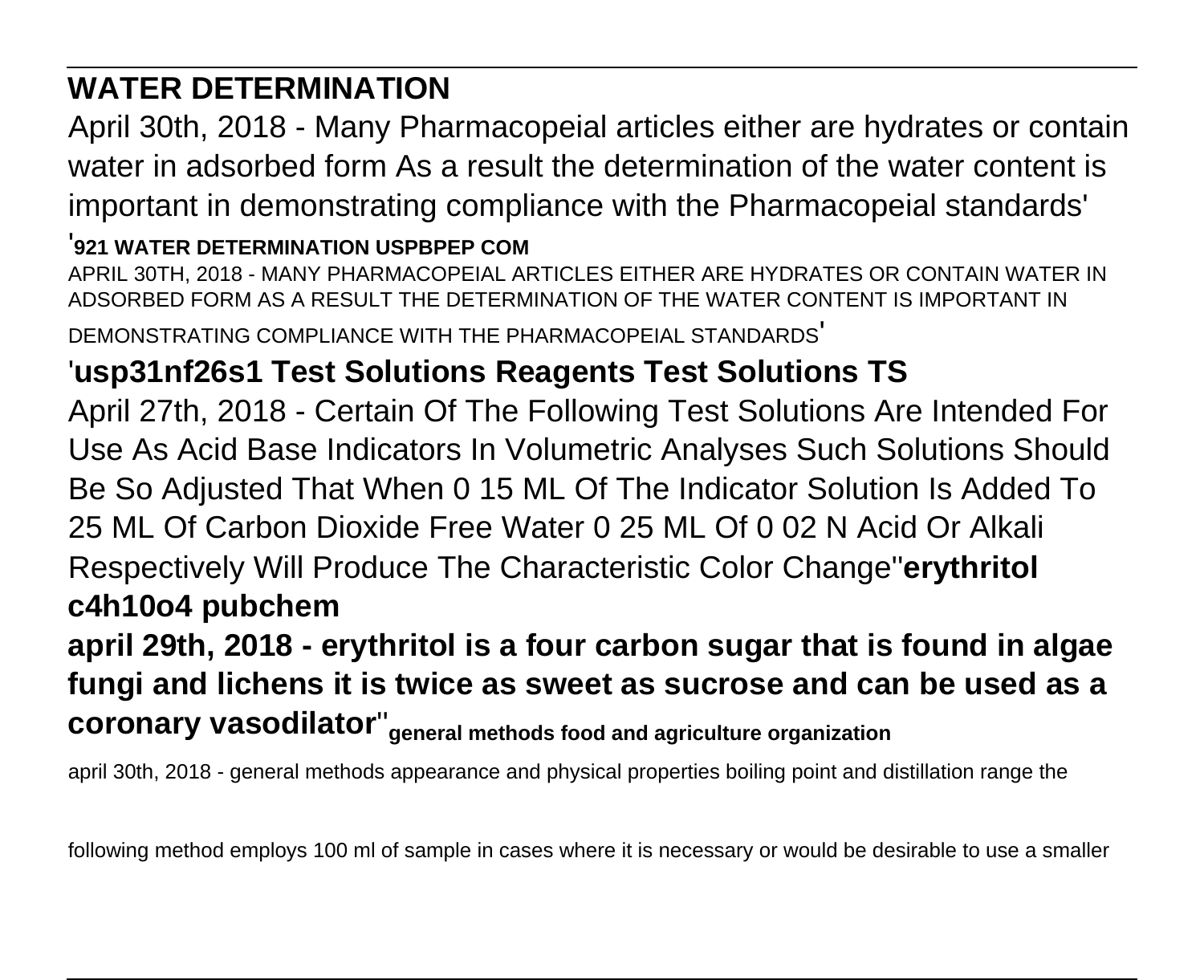## WATER DETERMINATION

April 30th, 2018 - Many Pharmacopeial articles either are hydrates or contain water in adsorbed form As a result the determination of the water content is important in demonstrating compliance with the Pharmacopeial standards'

'**921 WATER DETERMINATION USPBPEP COM**

APRIL 30TH, 2018 - MANY PHARMACOPEIAL ARTICLES EITHER ARE HYDRATES OR CONTAIN WATER IN ADSORBED FORM AS A RESULT THE DETERMINATION OF THE WATER CONTENT IS IMPORTANT IN DEMONSTRATING COMPLIANCE WITH THE PHARMACOPEIAL STANDARDS'

'**usp31nf26s1 Test Solutions Reagents Test Solutions TS**

April 27th, 2018 - Certain Of The Following Test Solutions Are Intended For Use As Acid Base Indicators In Volumetric Analyses Such Solutions Should Be So Adjusted That When 0 15 ML Of The Indicator Solution Is Added To 25 ML Of Carbon Dioxide Free Water 0 25 ML Of 0 02 N Acid Or Alkali Respectively Will Produce The Characteristic Color Change''**erythritol c4h10o4 pubchem**

**april 29th, 2018 - erythritol is a four carbon sugar that is found in algae fungi and lichens it is twice as sweet as sucrose and can be used as a coronary vasodilator**''**general methods food and agriculture organization**

april 30th, 2018 - general methods appearance and physical properties boiling point and distillation range the following method employs 100 ml of sample in cases where it is necessary or would be desirable to use a smaller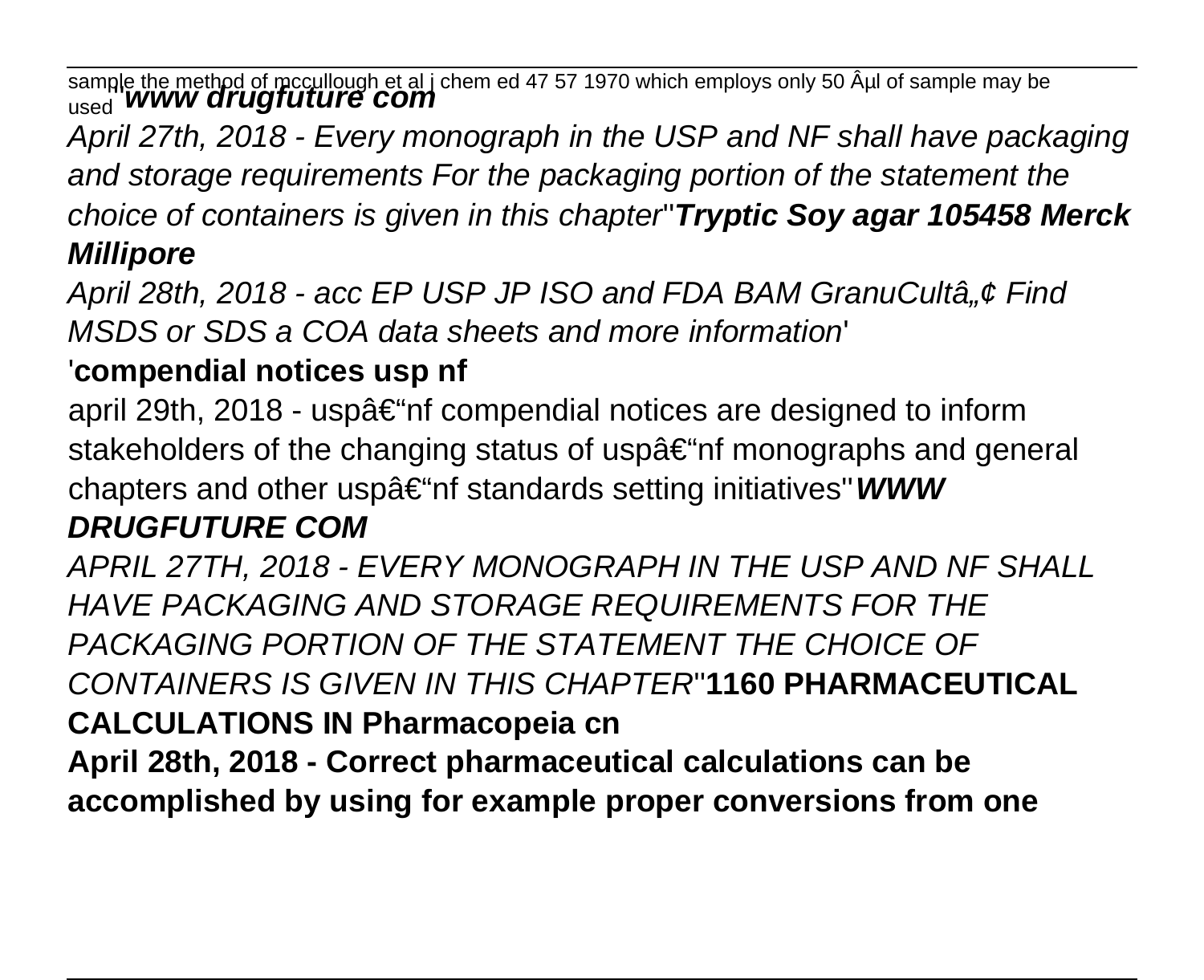sample the method of mccullough et al j chem ed 47 57 1970 which employs only 50 Âµl of sample may be used''**www drugfuture com**

*April 27th, 2018 - Every monograph in the USP and NF shall have packaging and storage requirements For the packaging portion of the statement the choice of containers is given in this chapter*''***Tryptic Soy agar 105458 Merck Millipore***

*April 28th, 2018 - acc EP USP JP ISO and FDA BAM GranuCultâ„¢ Find MSDS or SDS a COA data sheets and more information*'

'**compendial notices usp nf**

april 29th, 2018 - uspâ€"nf compendial notices are designed to inform stakeholders of the changing status of uspâ€"nf monographs and general chapters and other uspâ€"nf standards setting initiatives''***WWW DRUGFUTURE COM***

*APRIL 27TH, 2018 - EVERY MONOGRAPH IN THE USP AND NF SHALL HAVE PACKAGING AND STORAGE REQUIREMENTS FOR THE PACKAGING PORTION OF THE STATEMENT THE CHOICE OF CONTAINERS IS GIVEN IN THIS CHAPTER*''**1160 PHARMACEUTICAL CALCULATIONS IN Pharmacopeia cn**

**April 28th, 2018 - Correct pharmaceutical calculations can be accomplished by using for example proper conversions from one**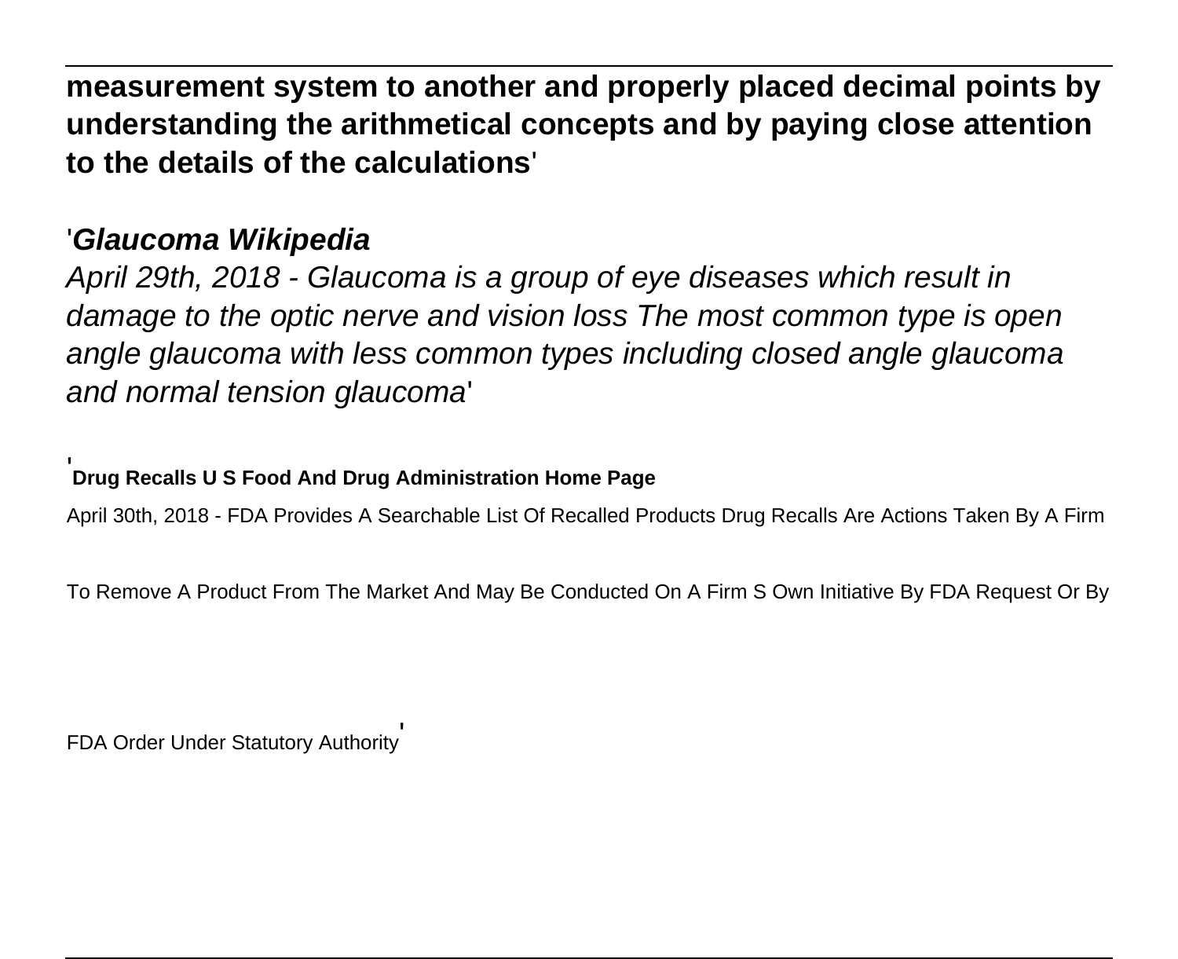**measurement system to another and properly placed decimal points by understanding the arithmetical concepts and by paying close attention to the details of the calculations**'

'***Glaucoma Wikipedia***

*April 29th, 2018 - Glaucoma is a group of eye diseases which result in damage to the optic nerve and vision loss The most common type is open angle glaucoma with less common types including closed angle glaucoma and normal tension glaucoma*'

'**Drug Recalls U S Food And Drug Administration Home Page**

April 30th, 2018 - FDA Provides A Searchable List Of Recalled Products Drug Recalls Are Actions Taken By A Firm To Remove A Product From The Market And May Be Conducted On A Firm S Own Initiative By FDA Request Or By FDA Order Under Statutory Authority'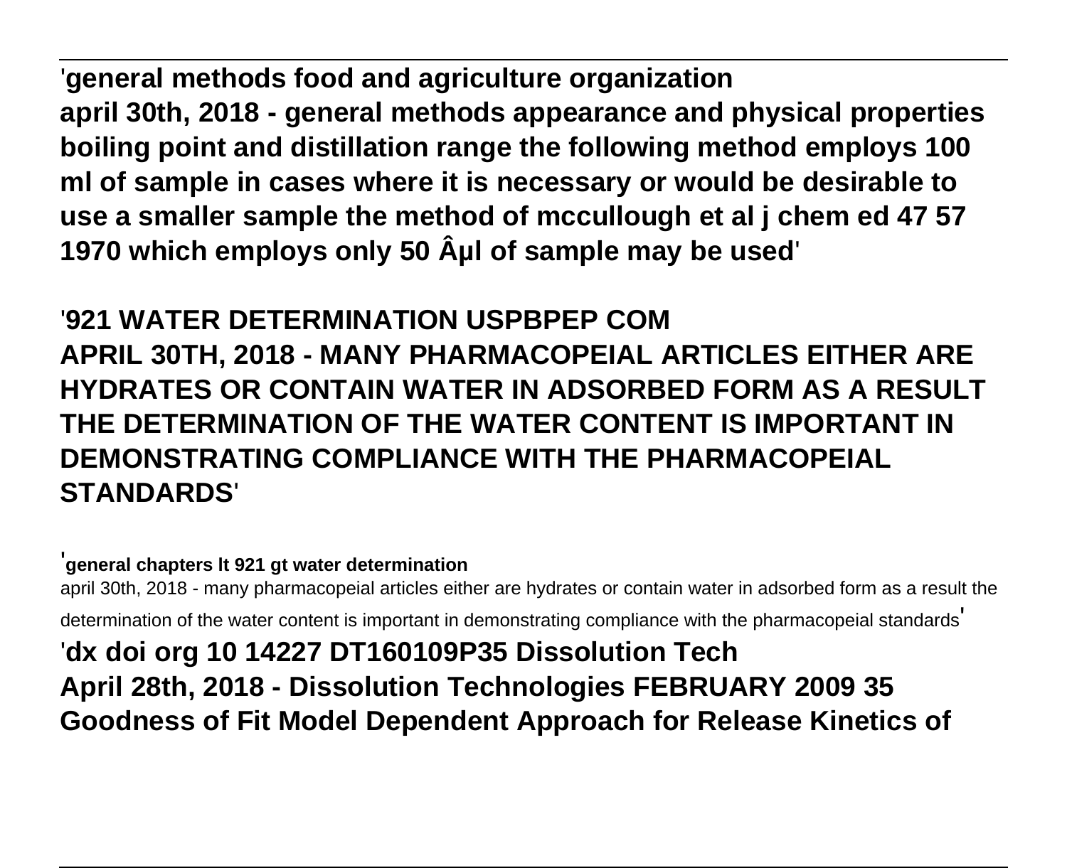'**general methods food and agriculture organization**
**april 30th, 2018 - general methods appearance and physical properties boiling point and distillation range the following method employs 100 ml of sample in cases where it is necessary or would be desirable to use a smaller sample the method of mccullough et al j chem ed 47 57 1970 which employs only 50 Âµl of sample may be used**'

'**921 WATER DETERMINATION USPBPEP COM**
**APRIL 30TH, 2018 - MANY PHARMACOPEIAL ARTICLES EITHER ARE HYDRATES OR CONTAIN WATER IN ADSORBED FORM AS A RESULT THE DETERMINATION OF THE WATER CONTENT IS IMPORTANT IN DEMONSTRATING COMPLIANCE WITH THE PHARMACOPEIAL STANDARDS**'

'**general chapters lt 921 gt water determination**
april 30th, 2018 - many pharmacopeial articles either are hydrates or contain water in adsorbed form as a result the determination of the water content is important in demonstrating compliance with the pharmacopeial standards'

'**dx doi org 10 14227 DT160109P35 Dissolution Tech**
**April 28th, 2018 - Dissolution Technologies FEBRUARY 2009 35 Goodness of Fit Model Dependent Approach for Release Kinetics of**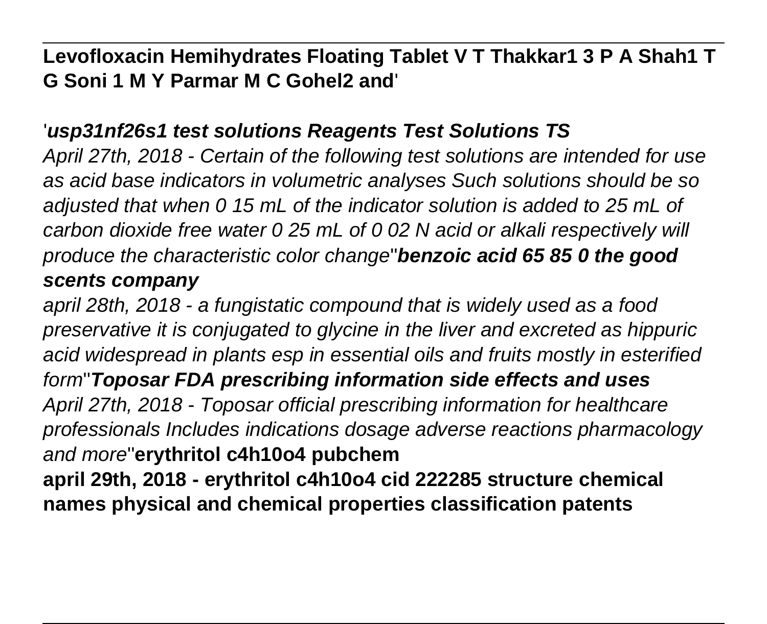**Levofloxacin Hemihydrates Floating Tablet V T Thakkar1 3 P A Shah1 T G Soni 1 M Y Parmar M C Gohel2 and**'

'***usp31nf26s1 test solutions Reagents Test Solutions TS***

*April 27th, 2018 - Certain of the following test solutions are intended for use as acid base indicators in volumetric analyses Such solutions should be so adjusted that when 0 15 mL of the indicator solution is added to 25 mL of carbon dioxide free water 0 25 mL of 0 02 N acid or alkali respectively will produce the characteristic color change*''***benzoic acid 65 85 0 the good scents company***

*april 28th, 2018 - a fungistatic compound that is widely used as a food preservative it is conjugated to glycine in the liver and excreted as hippuric acid widespread in plants esp in essential oils and fruits mostly in esterified form*''***Toposar FDA prescribing information side effects and uses***

*April 27th, 2018 - Toposar official prescribing information for healthcare professionals Includes indications dosage adverse reactions pharmacology and more*''**erythritol c4h10o4 pubchem**

**april 29th, 2018 - erythritol c4h10o4 cid 222285 structure chemical names physical and chemical properties classification patents**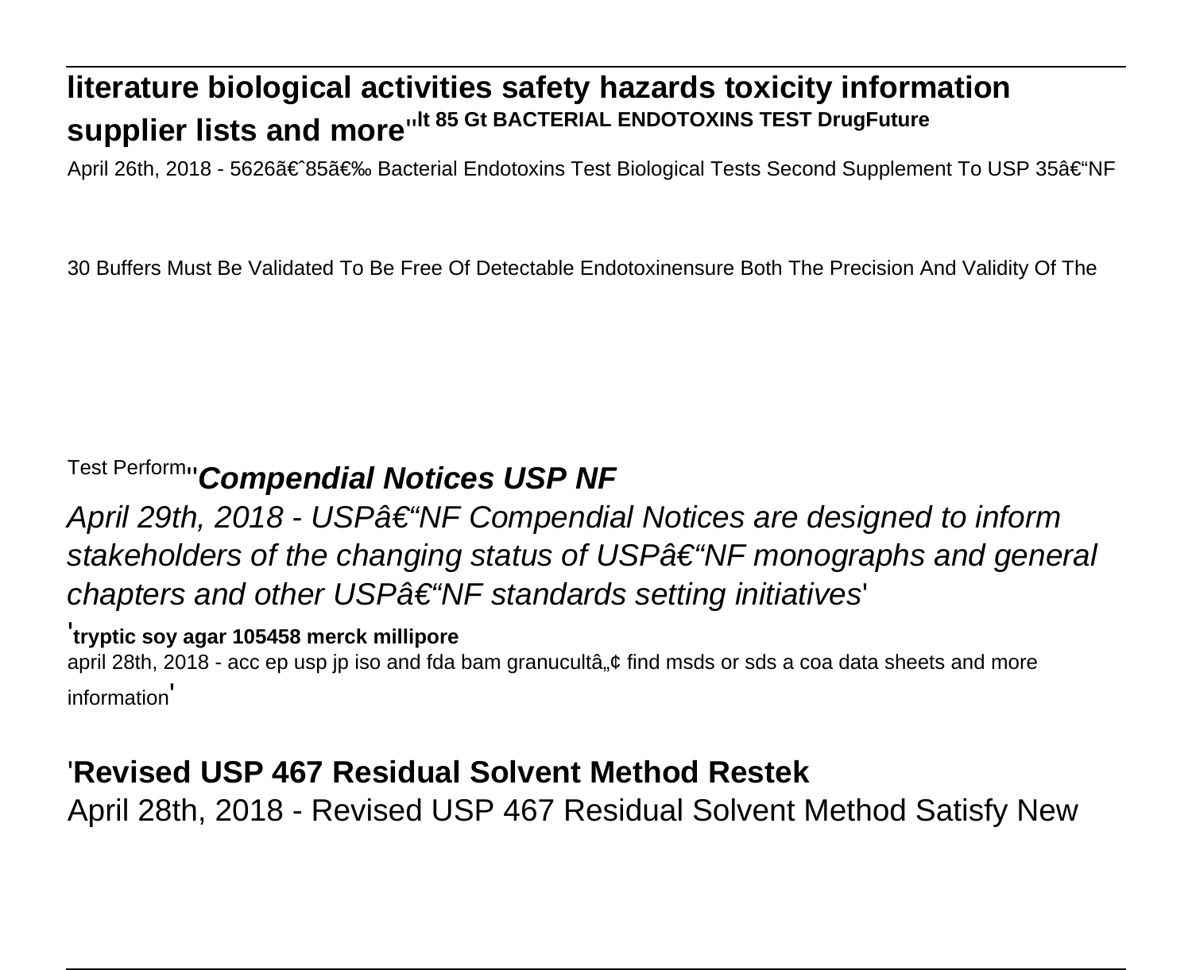**literature biological activities safety hazards toxicity information supplier lists and more**''**lt 85 Gt BACTERIAL ENDOTOXINS TEST DrugFuture**

April 26th, 2018 - 5626â€ˆ85â€‰ Bacterial Endotoxins Test Biological Tests Second Supplement To USP 35â€“NF 30 Buffers Must Be Validated To Be Free Of Detectable Endotoxinensure Both The Precision And Validity Of The Test Perform''***Compendial Notices USP NF***

*April 29th, 2018 - USPâ€“NF Compendial Notices are designed to inform stakeholders of the changing status of USPâ€“NF monographs and general chapters and other USPâ€“NF standards setting initiatives*'

'**tryptic soy agar 105458 merck millipore**

april 28th, 2018 - acc ep usp jp iso and fda bam granucultâ„¢ find msds or sds a coa data sheets and more information'

'**Revised USP 467 Residual Solvent Method Restek**

April 28th, 2018 - Revised USP 467 Residual Solvent Method Satisfy New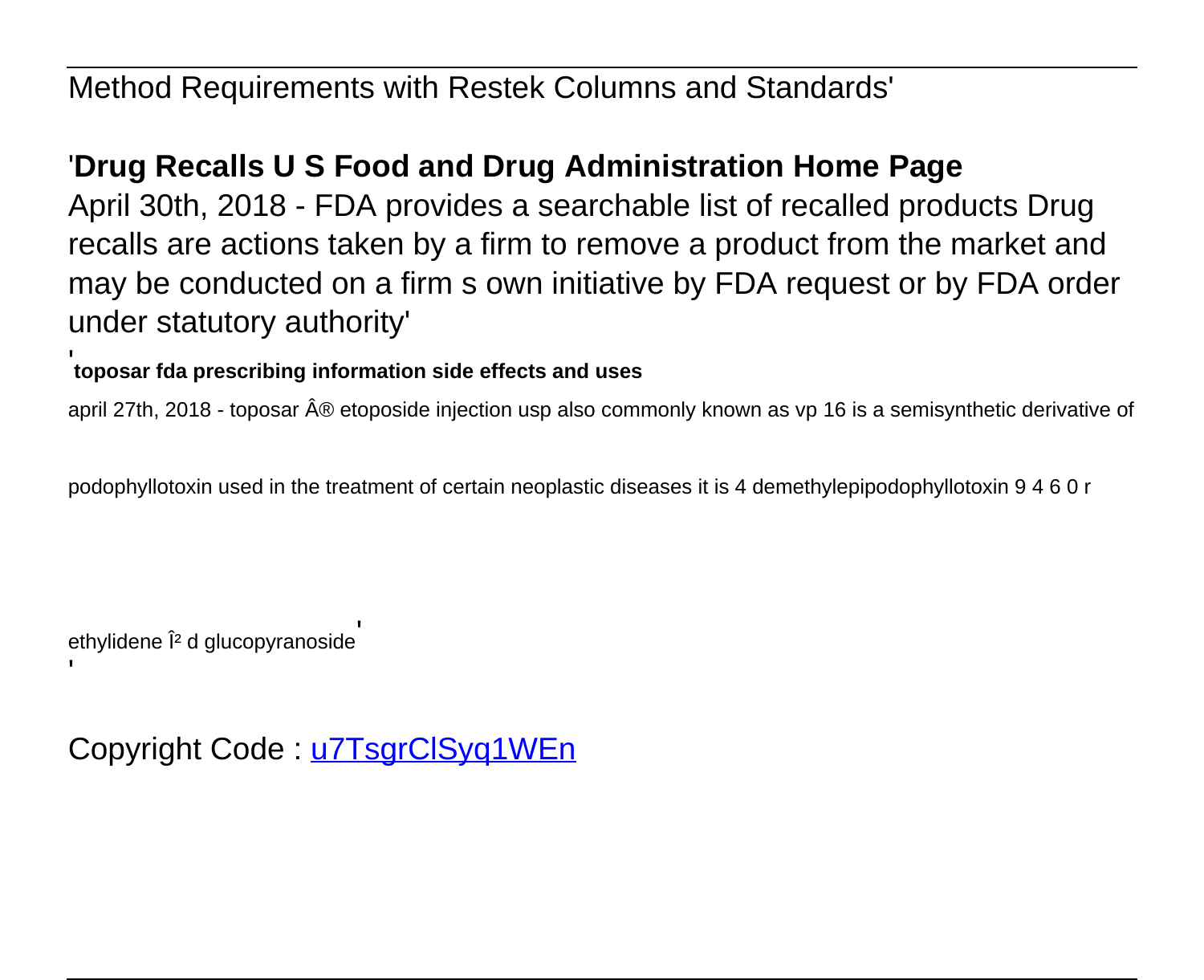Method Requirements with Restek Columns and Standards'

'**Drug Recalls U S Food and Drug Administration Home Page**
April 30th, 2018 - FDA provides a searchable list of recalled products Drug recalls are actions taken by a firm to remove a product from the market and may be conducted on a firm s own initiative by FDA request or by FDA order under statutory authority'

'**toposar fda prescribing information side effects and uses**

april 27th, 2018 - toposar Â® etoposide injection usp also commonly known as vp 16 is a semisynthetic derivative of podophyllotoxin used in the treatment of certain neoplastic diseases it is 4 demethylepipodophyllotoxin 9 4 6 0 r ethylidene Î² d glucopyranoside'
'

Copyright Code : u7TsgrClSyq1WEn